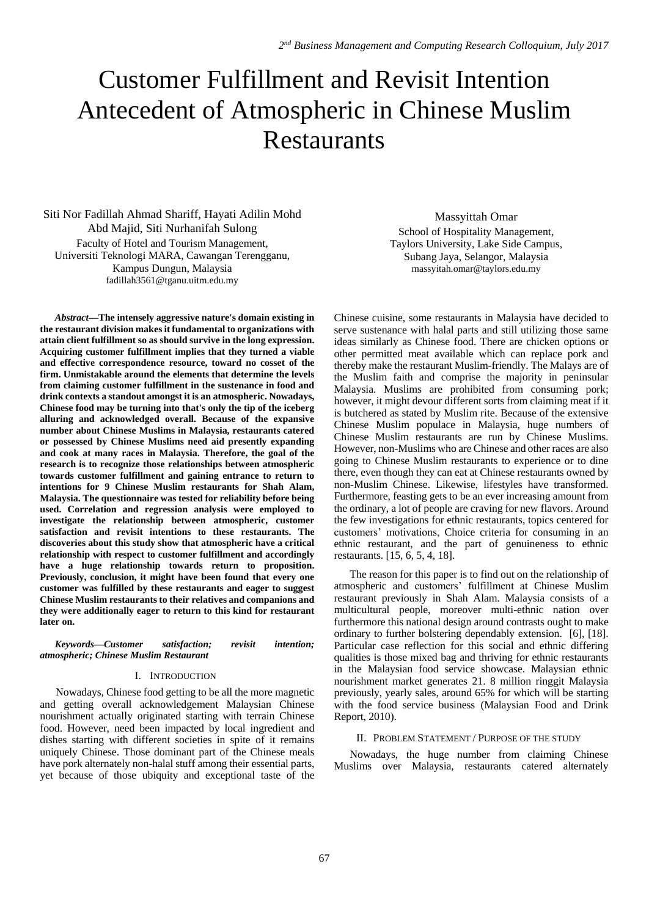# Customer Fulfillment and Revisit Intention Antecedent of Atmospheric in Chinese Muslim Restaurants

Siti Nor Fadillah Ahmad Shariff, Hayati Adilin Mohd Abd Majid, Siti Nurhanifah Sulong
Faculty of Hotel and Tourism Management,
Universiti Teknologi MARA, Cawangan Terengganu,
Kampus Dungun, Malaysia
fadillah3561@tganu.uitm.edu.my

Massyittah Omar
School of Hospitality Management,
Taylors University, Lake Side Campus,
Subang Jaya, Selangor, Malaysia
massyitah.omar@taylors.edu.my

***Abstract*—The intensely aggressive nature's domain existing in the restaurant division makes it fundamental to organizations with attain client fulfillment so as should survive in the long expression. Acquiring customer fulfillment implies that they turned a viable and effective correspondence resource, toward no cosset of the firm. Unmistakable around the elements that determine the levels from claiming customer fulfillment in the sustenance in food and drink contexts a standout amongst it is an atmospheric. Nowadays, Chinese food may be turning into that's only the tip of the iceberg alluring and acknowledged overall. Because of the expansive number about Chinese Muslims in Malaysia, restaurants catered or possessed by Chinese Muslims need aid presently expanding and cook at many races in Malaysia. Therefore, the goal of the research is to recognize those relationships between atmospheric towards customer fulfillment and gaining entrance to return to intentions for 9 Chinese Muslim restaurants for Shah Alam, Malaysia. The questionnaire was tested for reliability before being used. Correlation and regression analysis were employed to investigate the relationship between atmospheric, customer satisfaction and revisit intentions to these restaurants. The discoveries about this study show that atmospheric have a critical relationship with respect to customer fulfillment and accordingly have a huge relationship towards return to proposition. Previously, conclusion, it might have been found that every one customer was fulfilled by these restaurants and eager to suggest Chinese Muslim restaurants to their relatives and companions and they were additionally eager to return to this kind for restaurant later on.**

***Keywords—Customer satisfaction; revisit intention; atmospheric; Chinese Muslim Restaurant***

## I. Introduction

Nowadays, Chinese food getting to be all the more magnetic and getting overall acknowledgement Malaysian Chinese nourishment actually originated starting with terrain Chinese food. However, need been impacted by local ingredient and dishes starting with different societies in spite of it remains uniquely Chinese. Those dominant part of the Chinese meals have pork alternately non-halal stuff among their essential parts, yet because of those ubiquity and exceptional taste of the Chinese cuisine, some restaurants in Malaysia have decided to serve sustenance with halal parts and still utilizing those same ideas similarly as Chinese food. There are chicken options or other permitted meat available which can replace pork and thereby make the restaurant Muslim-friendly. The Malays are of the Muslim faith and comprise the majority in peninsular Malaysia. Muslims are prohibited from consuming pork; however, it might devour different sorts from claiming meat if it is butchered as stated by Muslim rite. Because of the extensive Chinese Muslim populace in Malaysia, huge numbers of Chinese Muslim restaurants are run by Chinese Muslims. However, non-Muslims who are Chinese and other races are also going to Chinese Muslim restaurants to experience or to dine there, even though they can eat at Chinese restaurants owned by non-Muslim Chinese. Likewise, lifestyles have transformed. Furthermore, feasting gets to be an ever increasing amount from the ordinary, a lot of people are craving for new flavors. Around the few investigations for ethnic restaurants, topics centered for customers' motivations, Choice criteria for consuming in an ethnic restaurant, and the part of genuineness to ethnic restaurants. [15, 6, 5, 4, 18].

The reason for this paper is to find out on the relationship of atmospheric and customers' fulfillment at Chinese Muslim restaurant previously in Shah Alam. Malaysia consists of a multicultural people, moreover multi-ethnic nation over furthermore this national design around contrasts ought to make ordinary to further bolstering dependably extension. [6], [18]. Particular case reflection for this social and ethnic differing qualities is those mixed bag and thriving for ethnic restaurants in the Malaysian food service showcase. Malaysian ethnic nourishment market generates 21. 8 million ringgit Malaysia previously, yearly sales, around 65% for which will be starting with the food service business (Malaysian Food and Drink Report, 2010).

## II. Problem Statement / Purpose of the Study

Nowadays, the huge number from claiming Chinese Muslims over Malaysia, restaurants catered alternately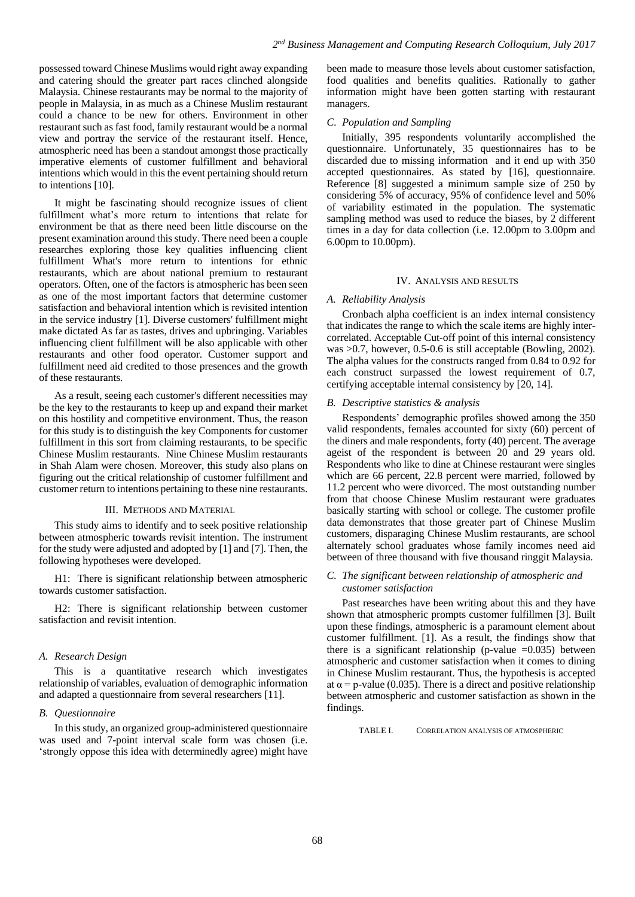possessed toward Chinese Muslims would right away expanding and catering should the greater part races clinched alongside Malaysia. Chinese restaurants may be normal to the majority of people in Malaysia, in as much as a Chinese Muslim restaurant could a chance to be new for others. Environment in other restaurant such as fast food, family restaurant would be a normal view and portray the service of the restaurant itself. Hence, atmospheric need has been a standout amongst those practically imperative elements of customer fulfillment and behavioral intentions which would in this the event pertaining should return to intentions [10].

It might be fascinating should recognize issues of client fulfillment what's more return to intentions that relate for environment be that as there need been little discourse on the present examination around this study. There need been a couple researches exploring those key qualities influencing client fulfillment What's more return to intentions for ethnic restaurants, which are about national premium to restaurant operators. Often, one of the factors is atmospheric has been seen as one of the most important factors that determine customer satisfaction and behavioral intention which is revisited intention in the service industry [1]. Diverse customers' fulfillment might make dictated As far as tastes, drives and upbringing. Variables influencing client fulfillment will be also applicable with other restaurants and other food operator. Customer support and fulfillment need aid credited to those presences and the growth of these restaurants.

As a result, seeing each customer's different necessities may be the key to the restaurants to keep up and expand their market on this hostility and competitive environment. Thus, the reason for this study is to distinguish the key Components for customer fulfillment in this sort from claiming restaurants, to be specific Chinese Muslim restaurants. Nine Chinese Muslim restaurants in Shah Alam were chosen. Moreover, this study also plans on figuring out the critical relationship of customer fulfillment and customer return to intentions pertaining to these nine restaurants.

## III. Methods and Material

This study aims to identify and to seek positive relationship between atmospheric towards revisit intention. The instrument for the study were adjusted and adopted by [1] and [7]. Then, the following hypotheses were developed.

H1: There is significant relationship between atmospheric towards customer satisfaction.

H2: There is significant relationship between customer satisfaction and revisit intention.

### A. Research Design

This is a quantitative research which investigates relationship of variables, evaluation of demographic information and adapted a questionnaire from several researchers [11].

### B. Questionnaire

In this study, an organized group-administered questionnaire was used and 7-point interval scale form was chosen (i.e. 'strongly oppose this idea with determinedly agree) might have been made to measure those levels about customer satisfaction, food qualities and benefits qualities. Rationally to gather information might have been gotten starting with restaurant managers.

### C. Population and Sampling

Initially, 395 respondents voluntarily accomplished the questionnaire. Unfortunately, 35 questionnaires has to be discarded due to missing information and it end up with 350 accepted questionnaires. As stated by [16], questionnaire. Reference [8] suggested a minimum sample size of 250 by considering 5% of accuracy, 95% of confidence level and 50% of variability estimated in the population. The systematic sampling method was used to reduce the biases, by 2 different times in a day for data collection (i.e. 12.00pm to 3.00pm and 6.00pm to 10.00pm).

## IV. Analysis and Results

### A. Reliability Analysis

Cronbach alpha coefficient is an index internal consistency that indicates the range to which the scale items are highly inter-correlated. Acceptable Cut-off point of this internal consistency was >0.7, however, 0.5-0.6 is still acceptable (Bowling, 2002). The alpha values for the constructs ranged from 0.84 to 0.92 for each construct surpassed the lowest requirement of 0.7, certifying acceptable internal consistency by [20, 14].

### B. Descriptive statistics & analysis

Respondents' demographic profiles showed among the 350 valid respondents, females accounted for sixty (60) percent of the diners and male respondents, forty (40) percent. The average ageist of the respondent is between 20 and 29 years old. Respondents who like to dine at Chinese restaurant were singles which are 66 percent, 22.8 percent were married, followed by 11.2 percent who were divorced. The most outstanding number from that choose Chinese Muslim restaurant were graduates basically starting with school or college. The customer profile data demonstrates that those greater part of Chinese Muslim customers, disparaging Chinese Muslim restaurants, are school alternately school graduates whose family incomes need aid between of three thousand with five thousand ringgit Malaysia.

### C. The significant between relationship of atmospheric and customer satisfaction

Past researches have been writing about this and they have shown that atmospheric prompts customer fulfillmen [3]. Built upon these findings, atmospheric is a paramount element about customer fulfillment. [1]. As a result, the findings show that there is a significant relationship (p-value =0.035) between atmospheric and customer satisfaction when it comes to dining in Chinese Muslim restaurant. Thus, the hypothesis is accepted at $\alpha$ = p-value (0.035). There is a direct and positive relationship between atmospheric and customer satisfaction as shown in the findings.

TABLE I. Correlation Analysis of Atmospheric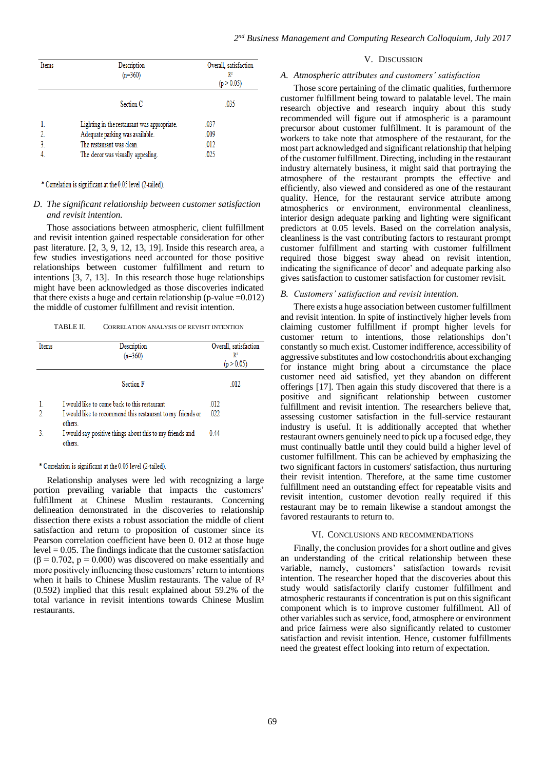| Items | Description (n=360) | Overall, satisfaction $R^2$ (p > 0.05) |
|---|---|---|
| | Section C | .035 |
| 1. | Lighting in the restaurant was appropriate. | .037 |
| 2. | Adequate parking was available. | .009 |
| 3. | The restaurant was clean. | .012 |
| 4. | The decor was visually appealing. | .025 |

\* Correlation is significant at the 0.05 level (2-tailed).

### *D. The significant relationship between customer satisfaction and revisit intention.*

Those associations between atmospheric, client fulfillment and revisit intention gained respectable consideration for other past literature. [2, 3, 9, 12, 13, 19]. Inside this research area, a few studies investigations need accounted for those positive relationships between customer fulfillment and return to intentions [3, 7, 13]. In this research those huge relationships might have been acknowledged as those discoveries indicated that there exists a huge and certain relationship (p-value =0.012) the middle of customer fulfillment and revisit intention.

TABLE II. CORRELATION ANALYSIS OF REVISIT INTENTION

| Items | Description (n=360) | Overall, satisfaction $R^2$ (p > 0.05) |
|---|---|---|
| | Section F | .012 |
| 1. | I would like to come back to this restaurant | .012 |
| 2. | I would like to recommend this restaurant to my friends or others. | .022 |
| 3. | I would say positive things about this to my friends and others. | 0.44 |

\* Correlation is significant at the 0.05 level (2-tailed).

Relationship analyses were led with recognizing a large portion prevailing variable that impacts the customers' fulfillment at Chinese Muslim restaurants. Concerning delineation demonstrated in the discoveries to relationship dissection there exists a robust association the middle of client satisfaction and return to proposition of customer since its Pearson correlation coefficient have been 0. 012 at those huge level = 0.05. The findings indicate that the customer satisfaction ($\beta = 0.702$, $p = 0.000$) was discovered on make essentially and more positively influencing those customers' return to intentions when it hails to Chinese Muslim restaurants. The value of $R^2$ (0.592) implied that this result explained about 59.2% of the total variance in revisit intentions towards Chinese Muslim restaurants.

## V. DISCUSSION

### *A. Atmospheric attributes and customers' satisfaction*

Those score pertaining of the climatic qualities, furthermore customer fulfillment being toward to palatable level. The main research objective and research inquiry about this study recommended will figure out if atmospheric is a paramount precursor about customer fulfillment. It is paramount of the workers to take note that atmosphere of the restaurant, for the most part acknowledged and significant relationship that helping of the customer fulfillment. Directing, including in the restaurant industry alternately business, it might said that portraying the atmosphere of the restaurant prompts the effective and efficiently, also viewed and considered as one of the restaurant quality. Hence, for the restaurant service attribute among atmospherics or environment, environmental cleanliness, interior design adequate parking and lighting were significant predictors at 0.05 levels. Based on the correlation analysis, cleanliness is the vast contributing factors to restaurant prompt customer fulfillment and starting with customer fulfillment required those biggest sway ahead on revisit intention, indicating the significance of decor' and adequate parking also gives satisfaction to customer satisfaction for customer revisit.

### *B. Customers' satisfaction and revisit intention.*

There exists a huge association between customer fulfillment and revisit intention. In spite of instinctively higher levels from claiming customer fulfillment if prompt higher levels for customer return to intentions, those relationships don't constantly so much exist. Customer indifference, accessibility of aggressive substitutes and low costochondritis about exchanging for instance might bring about a circumstance the place customer need aid satisfied, yet they abandon on different offerings [17]. Then again this study discovered that there is a positive and significant relationship between customer fulfillment and revisit intention. The researchers believe that, assessing customer satisfaction in the full-service restaurant industry is useful. It is additionally accepted that whether restaurant owners genuinely need to pick up a focused edge, they must continually battle until they could build a higher level of customer fulfillment. This can be achieved by emphasizing the two significant factors in customers' satisfaction, thus nurturing their revisit intention. Therefore, at the same time customer fulfillment need an outstanding effect for repeatable visits and revisit intention, customer devotion really required if this restaurant may be to remain likewise a standout amongst the favored restaurants to return to.

## VI. CONCLUSIONS AND RECOMMENDATIONS

Finally, the conclusion provides for a short outline and gives an understanding of the critical relationship between these variable, namely, customers' satisfaction towards revisit intention. The researcher hoped that the discoveries about this study would satisfactorily clarify customer fulfillment and atmospheric restaurants if concentration is put on this significant component which is to improve customer fulfillment. All of other variables such as service, food, atmosphere or environment and price fairness were also significantly related to customer satisfaction and revisit intention. Hence, customer fulfillments need the greatest effect looking into return of expectation.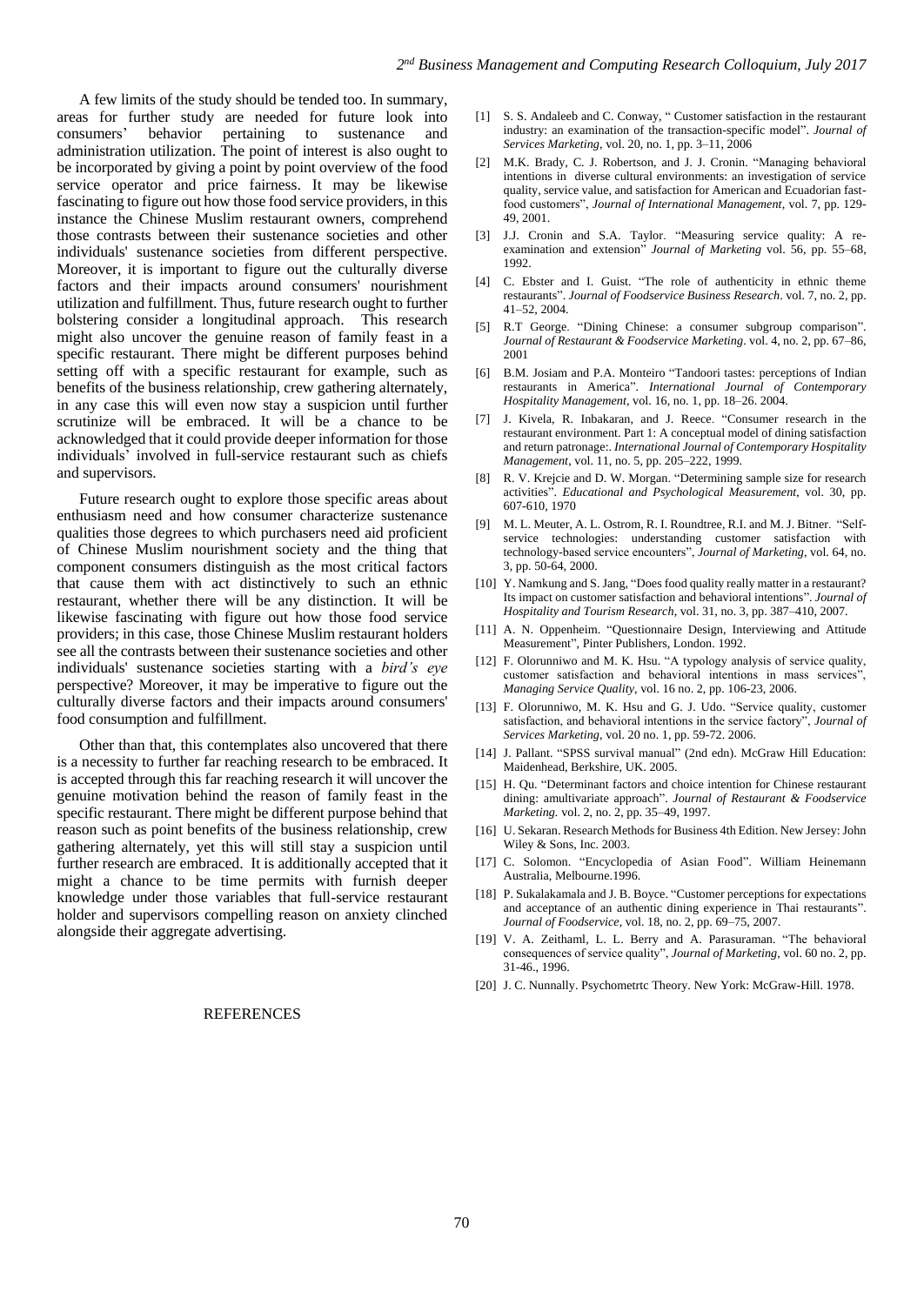A few limits of the study should be tended too. In summary, areas for further study are needed for future look into consumers' behavior pertaining to sustenance and administration utilization. The point of interest is also ought to be incorporated by giving a point by point overview of the food service operator and price fairness. It may be likewise fascinating to figure out how those food service providers, in this instance the Chinese Muslim restaurant owners, comprehend those contrasts between their sustenance societies and other individuals' sustenance societies from different perspective. Moreover, it is important to figure out the culturally diverse factors and their impacts around consumers' nourishment utilization and fulfillment. Thus, future research ought to further bolstering consider a longitudinal approach. This research might also uncover the genuine reason of family feast in a specific restaurant. There might be different purposes behind setting off with a specific restaurant for example, such as benefits of the business relationship, crew gathering alternately, in any case this will even now stay a suspicion until further scrutinize will be embraced. It will be a chance to be acknowledged that it could provide deeper information for those individuals' involved in full-service restaurant such as chiefs and supervisors.

Future research ought to explore those specific areas about enthusiasm need and how consumer characterize sustenance qualities those degrees to which purchasers need aid proficient of Chinese Muslim nourishment society and the thing that component consumers distinguish as the most critical factors that cause them with act distinctively to such an ethnic restaurant, whether there will be any distinction. It will be likewise fascinating with figure out how those food service providers; in this case, those Chinese Muslim restaurant holders see all the contrasts between their sustenance societies and other individuals' sustenance societies starting with a *bird's eye* perspective? Moreover, it may be imperative to figure out the culturally diverse factors and their impacts around consumers' food consumption and fulfillment.

Other than that, this contemplates also uncovered that there is a necessity to further far reaching research to be embraced. It is accepted through this far reaching research it will uncover the genuine motivation behind the reason of family feast in the specific restaurant. There might be different purpose behind that reason such as point benefits of the business relationship, crew gathering alternately, yet this will still stay a suspicion until further research are embraced. It is additionally accepted that it might a chance to be time permits with furnish deeper knowledge under those variables that full-service restaurant holder and supervisors compelling reason on anxiety clinched alongside their aggregate advertising.

REFERENCES

[1] S. S. Andaleeb and C. Conway, " Customer satisfaction in the restaurant industry: an examination of the transaction-specific model". *Journal of Services Marketing*, vol. 20, no. 1, pp. 3–11, 2006

[2] M.K. Brady, C. J. Robertson, and J. J. Cronin. "Managing behavioral intentions in diverse cultural environments: an investigation of service quality, service value, and satisfaction for American and Ecuadorian fast-food customers", *Journal of International Management*, vol. 7, pp. 129-49, 2001.

[3] J.J. Cronin and S.A. Taylor. "Measuring service quality: A re-examination and extension" *Journal of Marketing* vol. 56, pp. 55–68, 1992.

[4] C. Ebster and I. Guist. "The role of authenticity in ethnic theme restaurants". *Journal of Foodservice Business Research*. vol. 7, no. 2, pp. 41–52, 2004.

[5] R.T George. "Dining Chinese: a consumer subgroup comparison". *Journal of Restaurant & Foodservice Marketing*. vol. 4, no. 2, pp. 67–86, 2001

[6] B.M. Josiam and P.A. Monteiro "Tandoori tastes: perceptions of Indian restaurants in America". *International Journal of Contemporary Hospitality Management*, vol. 16, no. 1, pp. 18–26. 2004.

[7] J. Kivela, R. Inbakaran, and J. Reece. "Consumer research in the restaurant environment. Part 1: A conceptual model of dining satisfaction and return patronage:. *International Journal of Contemporary Hospitality Management*, vol. 11, no. 5, pp. 205–222, 1999.

[8] R. V. Krejcie and D. W. Morgan. "Determining sample size for research activities". *Educational and Psychological Measurement*, vol. 30, pp. 607-610, 1970

[9] M. L. Meuter, A. L. Ostrom, R. I. Roundtree, R.I. and M. J. Bitner. "Self-service technologies: understanding customer satisfaction with technology-based service encounters", *Journal of Marketing*, vol. 64, no. 3, pp. 50-64, 2000.

[10] Y. Namkung and S. Jang, "Does food quality really matter in a restaurant? Its impact on customer satisfaction and behavioral intentions". *Journal of Hospitality and Tourism Research*, vol. 31, no. 3, pp. 387–410, 2007.

[11] A. N. Oppenheim. "Questionnaire Design, Interviewing and Attitude Measurement", Pinter Publishers, London. 1992.

[12] F. Olorunniwo and M. K. Hsu. "A typology analysis of service quality, customer satisfaction and behavioral intentions in mass services", *Managing Service Quality*, vol. 16 no. 2, pp. 106-23, 2006.

[13] F. Olorunniwo, M. K. Hsu and G. J. Udo. "Service quality, customer satisfaction, and behavioral intentions in the service factory", *Journal of Services Marketing*, vol. 20 no. 1, pp. 59-72. 2006.

[14] J. Pallant. "SPSS survival manual" (2nd edn). McGraw Hill Education: Maidenhead, Berkshire, UK. 2005.

[15] H. Qu. "Determinant factors and choice intention for Chinese restaurant dining: amultivariate approach". *Journal of Restaurant & Foodservice Marketing.* vol. 2, no. 2, pp. 35–49, 1997.

[16] U. Sekaran. Research Methods for Business 4th Edition. New Jersey: John Wiley & Sons, Inc. 2003.

[17] C. Solomon. "Encyclopedia of Asian Food". William Heinemann Australia, Melbourne.1996.

[18] P. Sukalakamala and J. B. Boyce. "Customer perceptions for expectations and acceptance of an authentic dining experience in Thai restaurants". *Journal of Foodservice*, vol. 18, no. 2, pp. 69–75, 2007.

[19] V. A. Zeithaml, L. L. Berry and A. Parasuraman. "The behavioral consequences of service quality", *Journal of Marketing*, vol. 60 no. 2, pp. 31-46., 1996.

[20] J. C. Nunnally. Psychometrtc Theory. New York: McGraw-Hill. 1978.